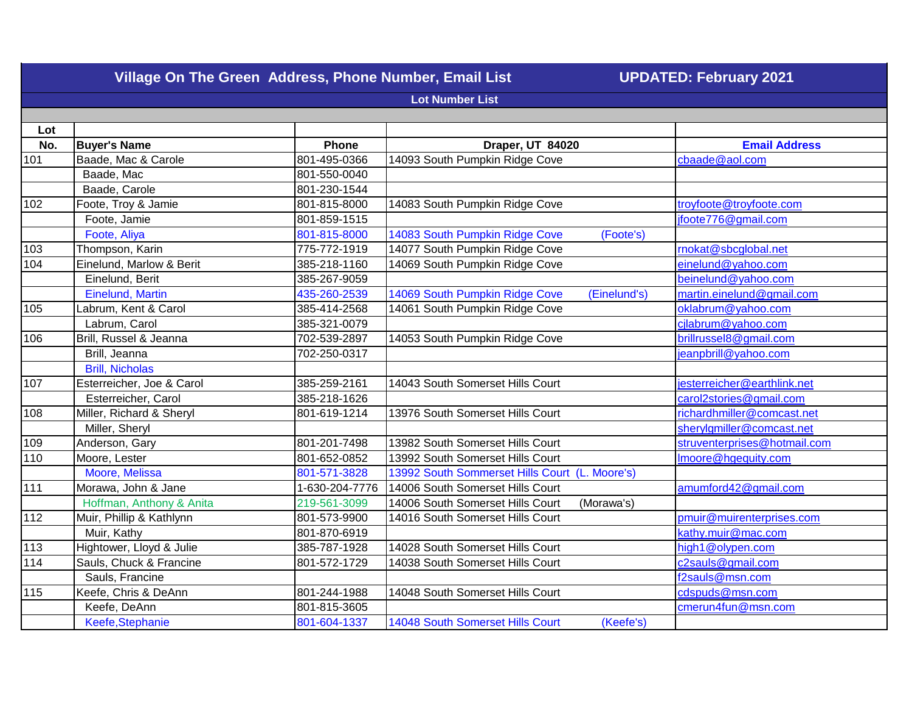# Village On The Green Address, Phone Number, Email List

**UPDATED: February 2021**

## Lot Number List

| Lot No. | Buyer's Name | Phone | Draper, UT 84020 | Email Address |
|---|---|---|---|---|
| 101 | Baade, Mac & Carole | 801-495-0366 | 14093 South Pumpkin Ridge Cove | cbaade@aol.com |
| | Baade, Mac | 801-550-0040 | | |
| | Baade, Carole | 801-230-1544 | | |
| 102 | Foote, Troy & Jamie | 801-815-8000 | 14083 South Pumpkin Ridge Cove | troyfoote@troyfoote.com |
| | Foote, Jamie | 801-859-1515 | | jfoote776@gmail.com |
| | Foote, Aliya | 801-815-8000 | 14083 South Pumpkin Ridge Cove (Foote's) | |
| 103 | Thompson, Karin | 775-772-1919 | 14077 South Pumpkin Ridge Cove | rnokat@sbcglobal.net |
| 104 | Einelund, Marlow & Berit | 385-218-1160 | 14069 South Pumpkin Ridge Cove | einelund@yahoo.com |
| | Einelund, Berit | 385-267-9059 | | beinelund@yahoo.com |
| | Einelund, Martin | 435-260-2539 | 14069 South Pumpkin Ridge Cove (Einelund's) | martin.einelund@gmail.com |
| 105 | Labrum, Kent & Carol | 385-414-2568 | 14061 South Pumpkin Ridge Cove | oklabrum@yahoo.com |
| | Labrum, Carol | 385-321-0079 | | cjlabrum@yahoo.com |
| 106 | Brill, Russel & Jeanna | 702-539-2897 | 14053 South Pumpkin Ridge Cove | brillrussel8@gmail.com |
| | Brill, Jeanna | 702-250-0317 | | jeanpbrill@yahoo.com |
| | Brill, Nicholas | | | |
| 107 | Esterreicher, Joe & Carol | 385-259-2161 | 14043 South Somerset Hills Court | jesterreicher@earthlink.net |
| | Esterreicher, Carol | 385-218-1626 | | carol2stories@gmail.com |
| 108 | Miller, Richard & Sheryl | 801-619-1214 | 13976 South Somerset Hills Court | richardhmiller@comcast.net |
| | Miller, Sheryl | | | sherylgmiller@comcast.net |
| 109 | Anderson, Gary | 801-201-7498 | 13982 South Somerset Hills Court | struventerprises@hotmail.com |
| 110 | Moore, Lester | 801-652-0852 | 13992 South Somerset Hills Court | lmoore@hgequity.com |
| | Moore, Melissa | 801-571-3828 | 13992 South Sommerset Hills Court (L. Moore's) | |
| 111 | Morawa, John & Jane | 1-630-204-7776 | 14006 South Somerset Hills Court | amumford42@gmail.com |
| | Hoffman, Anthony & Anita | 219-561-3099 | 14006 South Somerset Hills Court (Morawa's) | |
| 112 | Muir, Phillip & Kathlynn | 801-573-9900 | 14016 South Somerset Hills Court | pmuir@muirenterprises.com |
| | Muir, Kathy | 801-870-6919 | | kathy.muir@mac.com |
| 113 | Hightower, Lloyd & Julie | 385-787-1928 | 14028 South Somerset Hills Court | high1@olypen.com |
| 114 | Sauls, Chuck & Francine | 801-572-1729 | 14038 South Somerset Hills Court | c2sauls@gmail.com |
| | Sauls, Francine | | | f2sauls@msn.com |
| 115 | Keefe, Chris & DeAnn | 801-244-1988 | 14048 South Somerset Hills Court | cdspuds@msn.com |
| | Keefe, DeAnn | 801-815-3605 | | cmerun4fun@msn.com |
| | Keefe,Stephanie | 801-604-1337 | 14048 South Somerset Hills Court (Keefe's) | |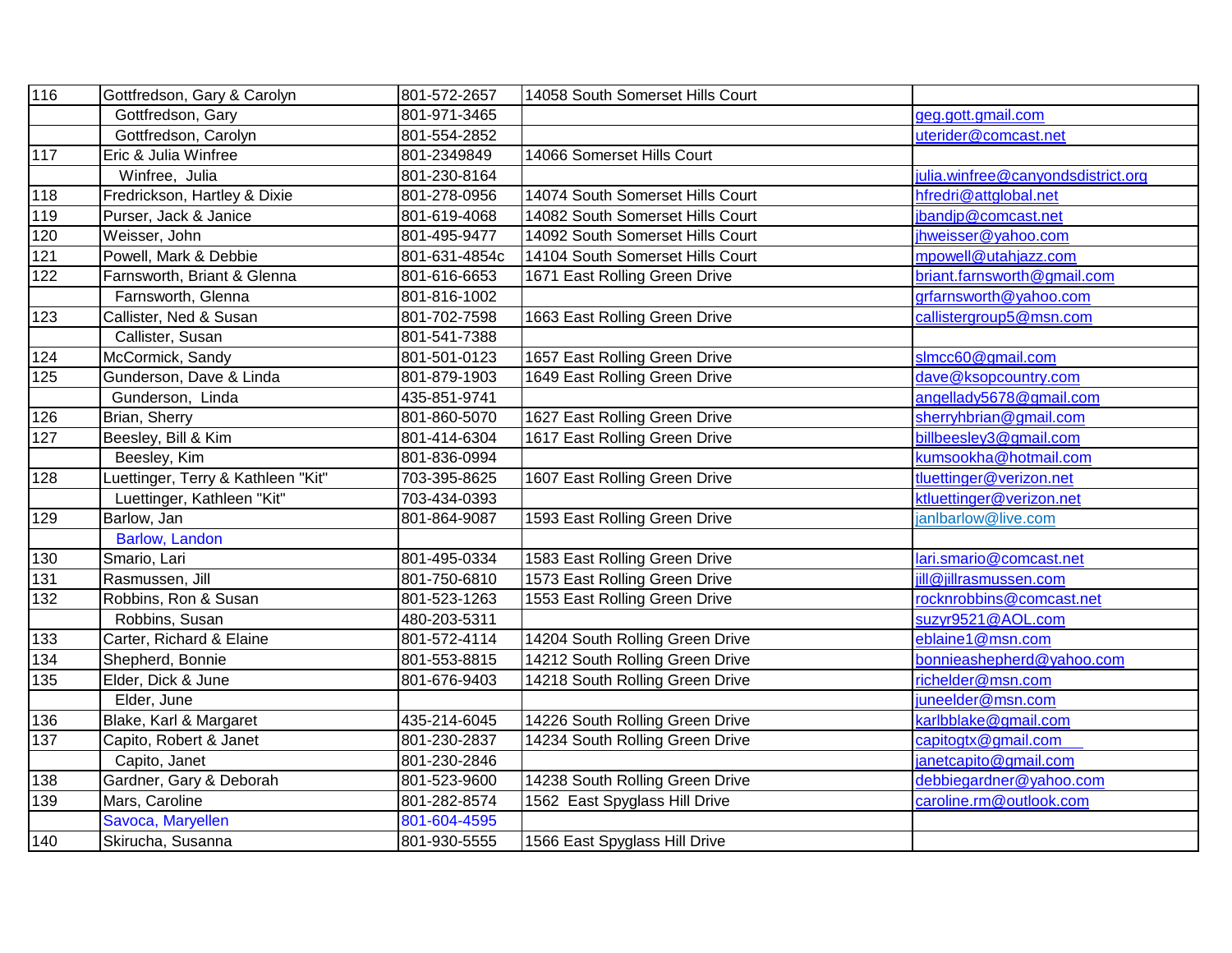| | | | | |
|---|---|---|---|---|
| 116 | Gottfredson, Gary & Carolyn | 801-572-2657 | 14058 South Somerset Hills Court | |
| | Gottfredson, Gary | 801-971-3465 | | geg.gott.gmail.com |
| | Gottfredson, Carolyn | 801-554-2852 | | uterider@comcast.net |
| 117 | Eric & Julia Winfree | 801-2349849 | 14066 Somerset Hills Court | |
| | Winfree, Julia | 801-230-8164 | | julia.winfree@canyondsdistrict.org |
| 118 | Fredrickson, Hartley & Dixie | 801-278-0956 | 14074 South Somerset Hills Court | hfredri@attglobal.net |
| 119 | Purser, Jack & Janice | 801-619-4068 | 14082 South Somerset Hills Court | jbandjp@comcast.net |
| 120 | Weisser, John | 801-495-9477 | 14092 South Somerset Hills Court | jhweisser@yahoo.com |
| 121 | Powell, Mark & Debbie | 801-631-4854c | 14104 South Somerset Hills Court | mpowell@utahjazz.com |
| 122 | Farnsworth, Briant & Glenna | 801-616-6653 | 1671 East Rolling Green Drive | briant.farnsworth@gmail.com |
| | Farnsworth, Glenna | 801-816-1002 | | grfarnsworth@yahoo.com |
| 123 | Callister, Ned & Susan | 801-702-7598 | 1663 East Rolling Green Drive | callistergroup5@msn.com |
| | Callister, Susan | 801-541-7388 | | |
| 124 | McCormick, Sandy | 801-501-0123 | 1657 East Rolling Green Drive | slmcc60@gmail.com |
| 125 | Gunderson, Dave & Linda | 801-879-1903 | 1649 East Rolling Green Drive | dave@ksopcountry.com |
| | Gunderson, Linda | 435-851-9741 | | angellady5678@gmail.com |
| 126 | Brian, Sherry | 801-860-5070 | 1627 East Rolling Green Drive | sherryhbrian@gmail.com |
| 127 | Beesley, Bill & Kim | 801-414-6304 | 1617 East Rolling Green Drive | billbeesley3@gmail.com |
| | Beesley, Kim | 801-836-0994 | | kumsookha@hotmail.com |
| 128 | Luettinger, Terry & Kathleen "Kit" | 703-395-8625 | 1607 East Rolling Green Drive | tluettinger@verizon.net |
| | Luettinger, Kathleen "Kit" | 703-434-0393 | | ktluettinger@verizon.net |
| 129 | Barlow, Jan | 801-864-9087 | 1593 East Rolling Green Drive | janlbarlow@live.com |
| | Barlow, Landon | | | |
| 130 | Smario, Lari | 801-495-0334 | 1583 East Rolling Green Drive | lari.smario@comcast.net |
| 131 | Rasmussen, Jill | 801-750-6810 | 1573 East Rolling Green Drive | jill@jillrasmussen.com |
| 132 | Robbins, Ron & Susan | 801-523-1263 | 1553 East Rolling Green Drive | rocknrobbins@comcast.net |
| | Robbins, Susan | 480-203-5311 | | suzyr9521@AOL.com |
| 133 | Carter, Richard & Elaine | 801-572-4114 | 14204 South Rolling Green Drive | eblaine1@msn.com |
| 134 | Shepherd, Bonnie | 801-553-8815 | 14212 South Rolling Green Drive | bonnieashepherd@yahoo.com |
| 135 | Elder, Dick & June | 801-676-9403 | 14218 South Rolling Green Drive | richelder@msn.com |
| | Elder, June | | | juneelder@msn.com |
| 136 | Blake, Karl & Margaret | 435-214-6045 | 14226 South Rolling Green Drive | karlbblake@gmail.com |
| 137 | Capito, Robert & Janet | 801-230-2837 | 14234 South Rolling Green Drive | capitogtx@gmail.com |
| | Capito, Janet | 801-230-2846 | | janetcapito@gmail.com |
| 138 | Gardner, Gary & Deborah | 801-523-9600 | 14238 South Rolling Green Drive | debbiegardner@yahoo.com |
| 139 | Mars, Caroline | 801-282-8574 | 1562 East Spyglass Hill Drive | caroline.rm@outlook.com |
| | Savoca, Maryellen | 801-604-4595 | | |
| 140 | Skirucha, Susanna | 801-930-5555 | 1566 East Spyglass Hill Drive | |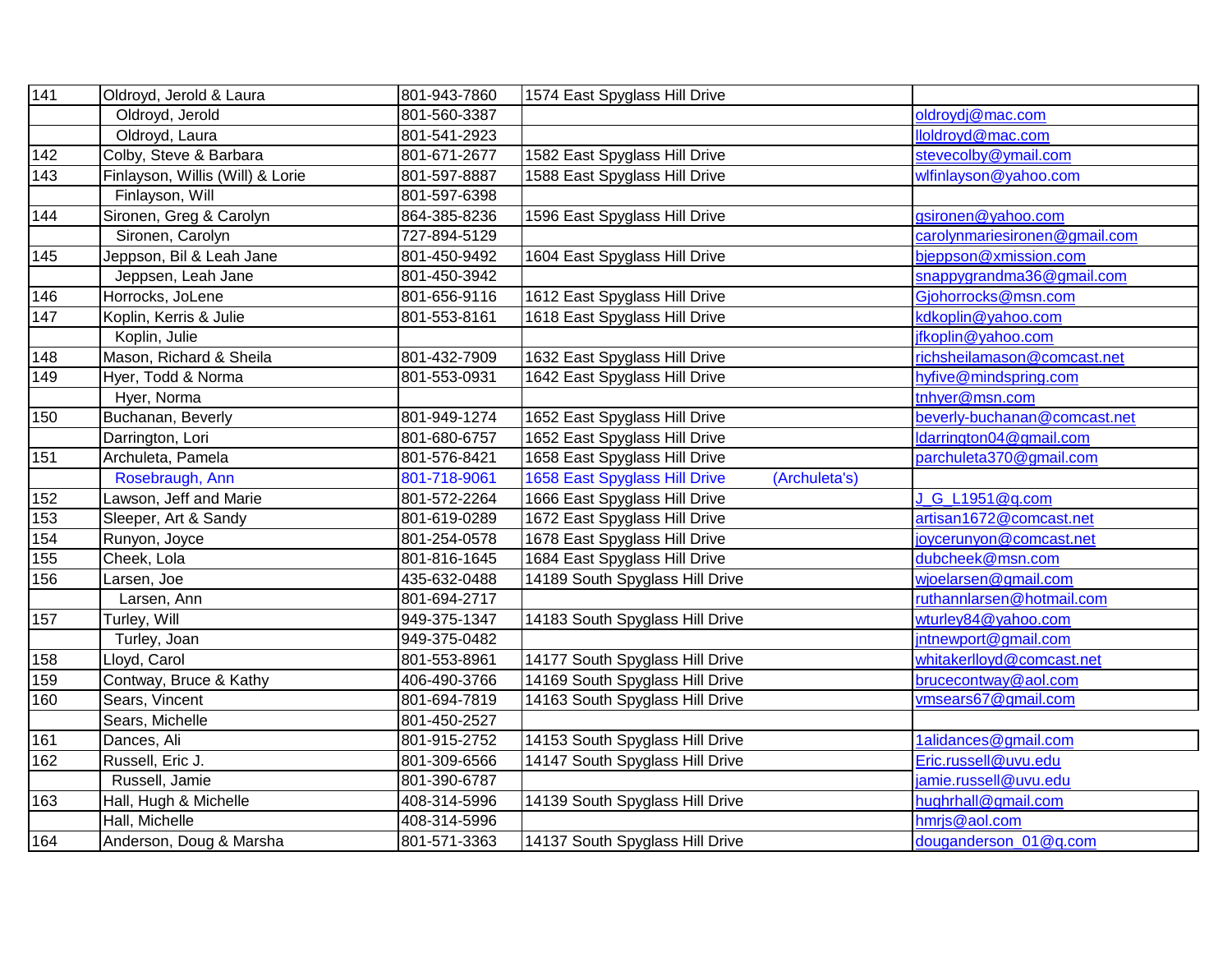| | | | | |
|---|---|---|---|---|
| 141 | Oldroyd, Jerold & Laura | 801-943-7860 | 1574 East Spyglass Hill Drive | |
| | Oldroyd, Jerold | 801-560-3387 | | oldroydj@mac.com |
| | Oldroyd, Laura | 801-541-2923 | | lloldroyd@mac.com |
| 142 | Colby, Steve & Barbara | 801-671-2677 | 1582 East Spyglass Hill Drive | stevecolby@ymail.com |
| 143 | Finlayson, Willis (Will) & Lorie | 801-597-8887 | 1588 East Spyglass Hill Drive | wlfinlayson@yahoo.com |
| | Finlayson, Will | 801-597-6398 | | |
| 144 | Sironen, Greg & Carolyn | 864-385-8236 | 1596 East Spyglass Hill Drive | gsironen@yahoo.com |
| | Sironen, Carolyn | 727-894-5129 | | carolynmariesironen@gmail.com |
| 145 | Jeppson, Bil & Leah Jane | 801-450-9492 | 1604 East Spyglass Hill Drive | bjeppson@xmission.com |
| | Jeppsen, Leah Jane | 801-450-3942 | | snappygrandma36@gmail.com |
| 146 | Horrocks, JoLene | 801-656-9116 | 1612 East Spyglass Hill Drive | Gjohorrocks@msn.com |
| 147 | Koplin, Kerris & Julie | 801-553-8161 | 1618 East Spyglass Hill Drive | kdkoplin@yahoo.com |
| | Koplin, Julie | | | jfkoplin@yahoo.com |
| 148 | Mason, Richard & Sheila | 801-432-7909 | 1632 East Spyglass Hill Drive | richsheilamason@comcast.net |
| 149 | Hyer, Todd & Norma | 801-553-0931 | 1642 East Spyglass Hill Drive | hyfive@mindspring.com |
| | Hyer, Norma | | | tnhyer@msn.com |
| 150 | Buchanan, Beverly | 801-949-1274 | 1652 East Spyglass Hill Drive | beverly-buchanan@comcast.net |
| | Darrington, Lori | 801-680-6757 | 1652 East Spyglass Hill Drive | ldarrington04@gmail.com |
| 151 | Archuleta, Pamela | 801-576-8421 | 1658 East Spyglass Hill Drive | parchuleta370@gmail.com |
| | Rosebraugh, Ann | 801-718-9061 | 1658 East Spyglass Hill Drive (Archuleta's) | |
| 152 | Lawson, Jeff and Marie | 801-572-2264 | 1666 East Spyglass Hill Drive | J_G_L1951@q.com |
| 153 | Sleeper, Art & Sandy | 801-619-0289 | 1672 East Spyglass Hill Drive | artisan1672@comcast.net |
| 154 | Runyon, Joyce | 801-254-0578 | 1678 East Spyglass Hill Drive | joycerunyon@comcast.net |
| 155 | Cheek, Lola | 801-816-1645 | 1684 East Spyglass Hill Drive | dubcheek@msn.com |
| 156 | Larsen, Joe | 435-632-0488 | 14189 South Spyglass Hill Drive | wjoelarsen@gmail.com |
| | Larsen, Ann | 801-694-2717 | | ruthannlarsen@hotmail.com |
| 157 | Turley, Will | 949-375-1347 | 14183 South Spyglass Hill Drive | wturley84@yahoo.com |
| | Turley, Joan | 949-375-0482 | | jntnewport@gmail.com |
| 158 | Lloyd, Carol | 801-553-8961 | 14177 South Spyglass Hill Drive | whitakerlloyd@comcast.net |
| 159 | Contway, Bruce & Kathy | 406-490-3766 | 14169 South Spyglass Hill Drive | brucecontway@aol.com |
| 160 | Sears, Vincent | 801-694-7819 | 14163 South Spyglass Hill Drive | vmsears67@gmail.com |
| | Sears, Michelle | 801-450-2527 | | |
| 161 | Dances, Ali | 801-915-2752 | 14153 South Spyglass Hill Drive | 1alidances@gmail.com |
| 162 | Russell, Eric J. | 801-309-6566 | 14147 South Spyglass Hill Drive | Eric.russell@uvu.edu |
| | Russell, Jamie | 801-390-6787 | | jamie.russell@uvu.edu |
| 163 | Hall, Hugh & Michelle | 408-314-5996 | 14139 South Spyglass Hill Drive | hughrhall@gmail.com |
| | Hall, Michelle | 408-314-5996 | | hmrjs@aol.com |
| 164 | Anderson, Doug & Marsha | 801-571-3363 | 14137 South Spyglass Hill Drive | douganderson_01@q.com |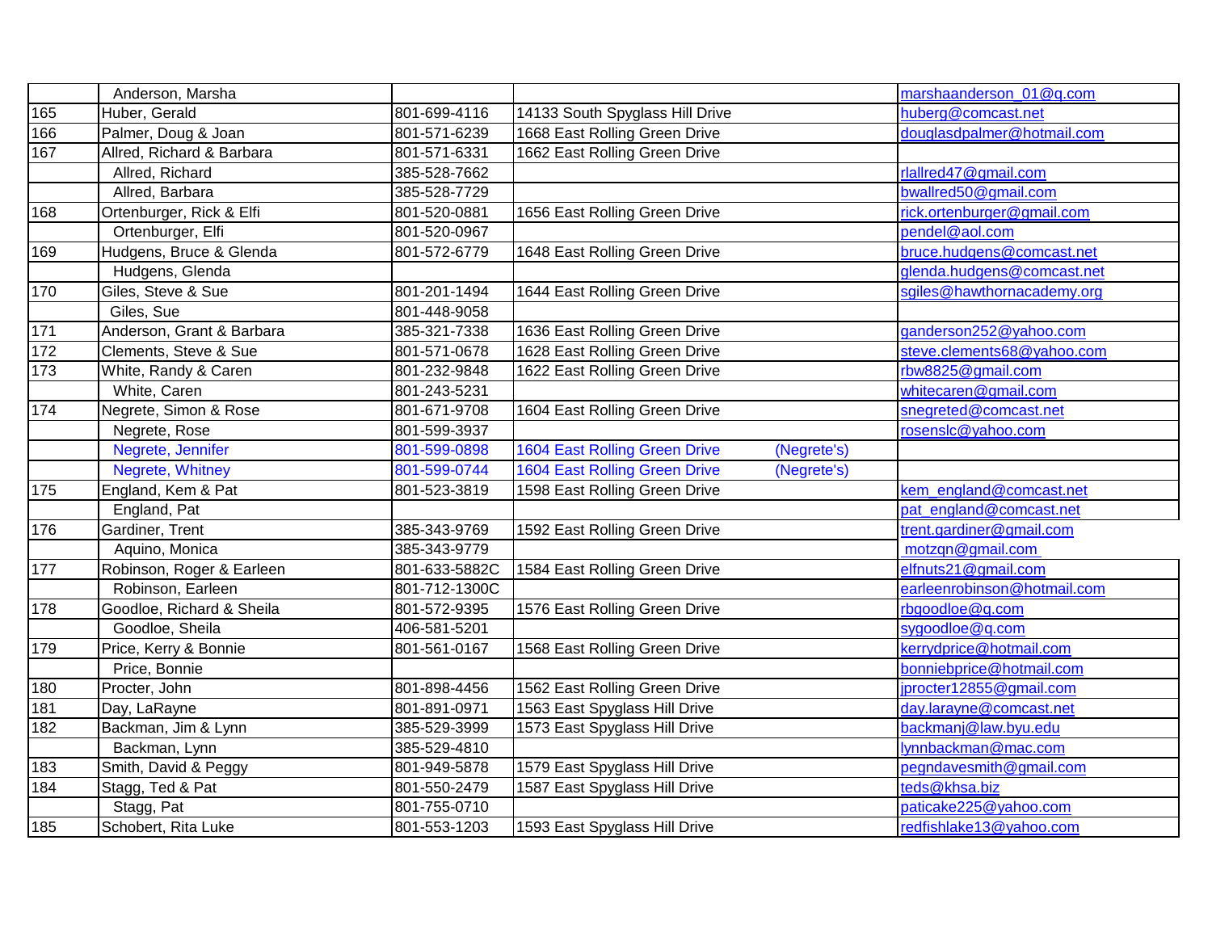| | | | | |
|---|---|---|---|---|
| | Anderson, Marsha | | | marshaanderson_01@q.com |
| 165 | Huber, Gerald | 801-699-4116 | 14133 South Spyglass Hill Drive | huberg@comcast.net |
| 166 | Palmer, Doug & Joan | 801-571-6239 | 1668 East Rolling Green Drive | douglasdpalmer@hotmail.com |
| 167 | Allred, Richard & Barbara | 801-571-6331 | 1662 East Rolling Green Drive | |
| | Allred, Richard | 385-528-7662 | | rlallred47@gmail.com |
| | Allred, Barbara | 385-528-7729 | | bwallred50@gmail.com |
| 168 | Ortenburger, Rick & Elfi | 801-520-0881 | 1656 East Rolling Green Drive | rick.ortenburger@gmail.com |
| | Ortenburger, Elfi | 801-520-0967 | | pendel@aol.com |
| 169 | Hudgens, Bruce & Glenda | 801-572-6779 | 1648 East Rolling Green Drive | bruce.hudgens@comcast.net |
| | Hudgens, Glenda | | | glenda.hudgens@comcast.net |
| 170 | Giles, Steve & Sue | 801-201-1494 | 1644 East Rolling Green Drive | sgiles@hawthornacademy.org |
| | Giles, Sue | 801-448-9058 | | |
| 171 | Anderson, Grant & Barbara | 385-321-7338 | 1636 East Rolling Green Drive | ganderson252@yahoo.com |
| 172 | Clements, Steve & Sue | 801-571-0678 | 1628 East Rolling Green Drive | steve.clements68@yahoo.com |
| 173 | White, Randy & Caren | 801-232-9848 | 1622 East Rolling Green Drive | rbw8825@gmail.com |
| | White, Caren | 801-243-5231 | | whitecaren@gmail.com |
| 174 | Negrete, Simon & Rose | 801-671-9708 | 1604 East Rolling Green Drive | snegreted@comcast.net |
| | Negrete, Rose | 801-599-3937 | | rosenslc@yahoo.com |
| | Negrete, Jennifer | 801-599-0898 | 1604 East Rolling Green Drive (Negrete's) | |
| | Negrete, Whitney | 801-599-0744 | 1604 East Rolling Green Drive (Negrete's) | |
| 175 | England, Kem & Pat | 801-523-3819 | 1598 East Rolling Green Drive | kem_england@comcast.net |
| | England, Pat | | | pat_england@comcast.net |
| 176 | Gardiner, Trent | 385-343-9769 | 1592 East Rolling Green Drive | trent.gardiner@gmail.com |
| | Aquino, Monica | 385-343-9779 | | motzqn@gmail.com |
| 177 | Robinson, Roger & Earleen | 801-633-5882C | 1584 East Rolling Green Drive | elfnuts21@gmail.com |
| | Robinson, Earleen | 801-712-1300C | | earleenrobinson@hotmail.com |
| 178 | Goodloe, Richard & Sheila | 801-572-9395 | 1576 East Rolling Green Drive | rbgoodloe@q.com |
| | Goodloe, Sheila | 406-581-5201 | | sygoodloe@q.com |
| 179 | Price, Kerry & Bonnie | 801-561-0167 | 1568 East Rolling Green Drive | kerrydprice@hotmail.com |
| | Price, Bonnie | | | bonniebprice@hotmail.com |
| 180 | Procter, John | 801-898-4456 | 1562 East Rolling Green Drive | jprocter12855@gmail.com |
| 181 | Day, LaRayne | 801-891-0971 | 1563 East Spyglass Hill Drive | day.larayne@comcast.net |
| 182 | Backman, Jim & Lynn | 385-529-3999 | 1573 East Spyglass Hill Drive | backmanj@law.byu.edu |
| | Backman, Lynn | 385-529-4810 | | lynnbackman@mac.com |
| 183 | Smith, David & Peggy | 801-949-5878 | 1579 East Spyglass Hill Drive | pegndavesmith@gmail.com |
| 184 | Stagg, Ted & Pat | 801-550-2479 | 1587 East Spyglass Hill Drive | teds@khsa.biz |
| | Stagg, Pat | 801-755-0710 | | paticake225@yahoo.com |
| 185 | Schobert, Rita Luke | 801-553-1203 | 1593 East Spyglass Hill Drive | redfishlake13@yahoo.com |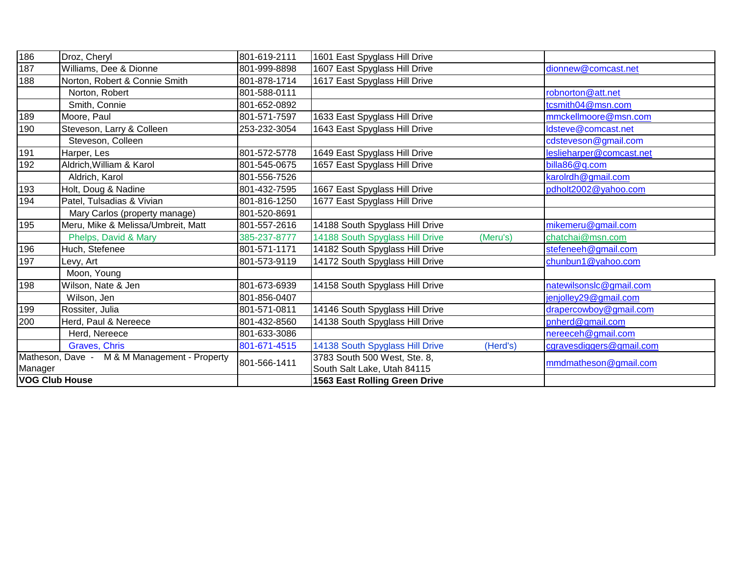| | | | | |
|---|---|---|---|---|
| 186 | Droz, Cheryl | 801-619-2111 | 1601 East Spyglass Hill Drive | |
| 187 | Williams, Dee & Dionne | 801-999-8898 | 1607 East Spyglass Hill Drive | dionnew@comcast.net |
| 188 | Norton, Robert & Connie Smith | 801-878-1714 | 1617 East Spyglass Hill Drive | |
| | Norton, Robert | 801-588-0111 | | robnorton@att.net |
| | Smith, Connie | 801-652-0892 | | tcsmith04@msn.com |
| 189 | Moore, Paul | 801-571-7597 | 1633 East Spyglass Hill Drive | mmckellmoore@msn.com |
| 190 | Steveson, Larry & Colleen | 253-232-3054 | 1643 East Spyglass Hill Drive | ldsteve@comcast.net |
| | Steveson, Colleen | | | cdsteveson@gmail.com |
| 191 | Harper, Les | 801-572-5778 | 1649 East Spyglass Hill Drive | leslieharper@comcast.net |
| 192 | Aldrich,William & Karol | 801-545-0675 | 1657 East Spyglass Hill Drive | billa86@q.com |
| | Aldrich, Karol | 801-556-7526 | | karolrdh@gmail.com |
| 193 | Holt, Doug & Nadine | 801-432-7595 | 1667 East Spyglass Hill Drive | pdholt2002@yahoo.com |
| 194 | Patel, Tulsadias & Vivian | 801-816-1250 | 1677 East Spyglass Hill Drive | |
| | Mary Carlos (property manage) | 801-520-8691 | | |
| 195 | Meru, Mike & Melissa/Umbreit, Matt | 801-557-2616 | 14188 South Spyglass Hill Drive | mikemeru@gmail.com |
| | Phelps, David & Mary | 385-237-8777 | 14188 South Spyglass Hill Drive (Meru's) | chatchai@msn.com |
| 196 | Huch, Stefenee | 801-571-1171 | 14182 South Spyglass Hill Drive | stefeneeh@gmail.com |
| 197 | Levy, Art | 801-573-9119 | 14172 South Spyglass Hill Drive | chunbun1@yahoo.com |
| | Moon, Young | | | |
| 198 | Wilson, Nate & Jen | 801-673-6939 | 14158 South Spyglass Hill Drive | natewilsonslc@gmail.com |
| | Wilson, Jen | 801-856-0407 | | jenjolley29@gmail.com |
| 199 | Rossiter, Julia | 801-571-0811 | 14146 South Spyglass Hill Drive | drapercowboy@gmail.com |
| 200 | Herd, Paul & Nereece | 801-432-8560 | 14138 South Spyglass Hill Drive | pnherd@gmail.com |
| | Herd, Nereece | 801-633-3086 | | nereeceh@gmail.com |
| | Graves, Chris | 801-671-4515 | 14138 South Spyglass Hill Drive (Herd's) | cgravesdiggers@gmail.com |
| Matheson, Dave - M & M Management - Property Manager | | 801-566-1411 | 3783 South 500 West, Ste. 8, South Salt Lake, Utah 84115 | mmdmatheson@gmail.com |
| **VOG Club House** | | | **1563 East Rolling Green Drive** | |